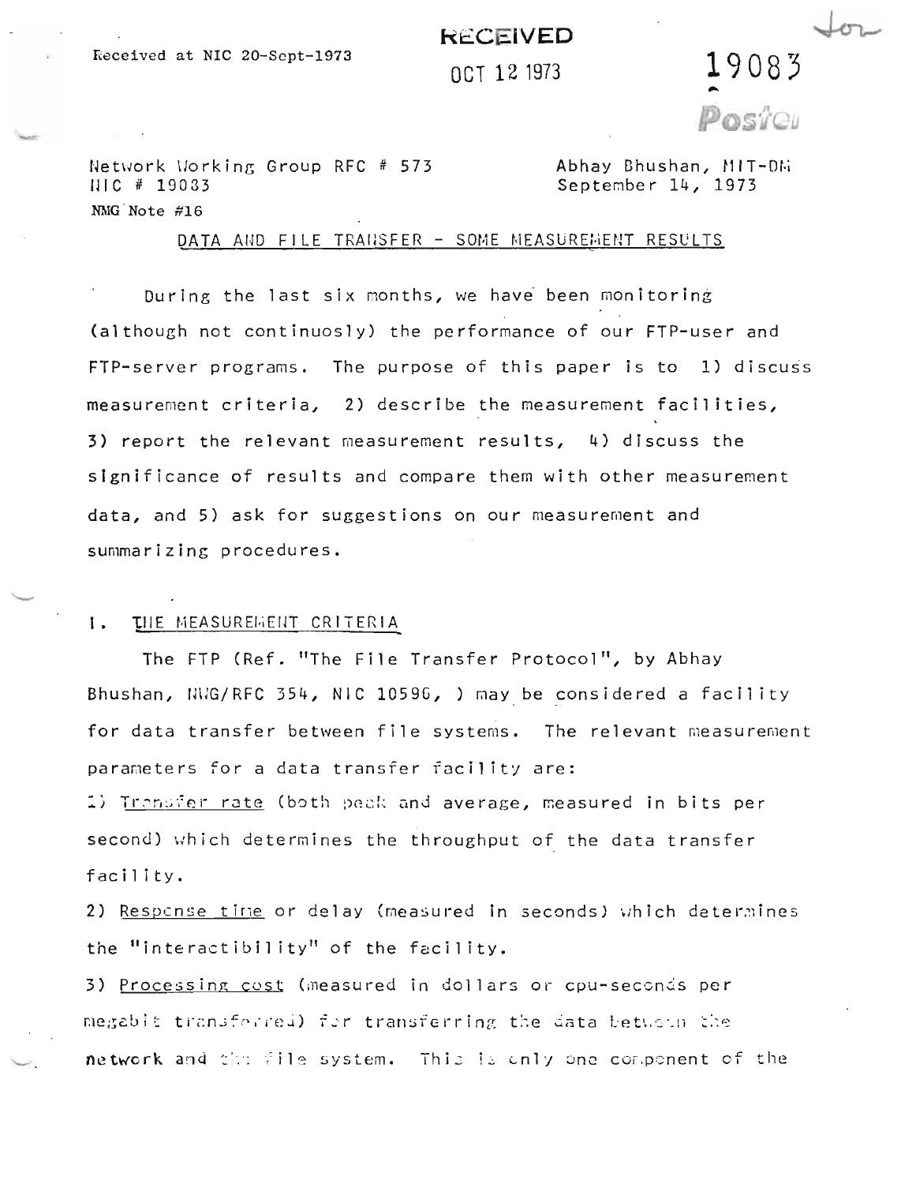Received at NIC 20-Sept-1973

RECEIVED

OCT 12 1973

19083

Posted

Network Working Group RFC # 573
NIC # 19083
NMG Note #16

Abhay Bhushan, MIT-DM
September 14, 1973

## DATA AND FILE TRANSFER - SOME MEASUREMENT RESULTS

During the last six months, we have been monitoring (although not continuosly) the performance of our FTP-user and FTP-server programs. The purpose of this paper is to 1) discuss measurement criteria, 2) describe the measurement facilities, 3) report the relevant measurement results, 4) discuss the significance of results and compare them with other measurement data, and 5) ask for suggestions on our measurement and summarizing procedures.

### I. THE MEASUREMENT CRITERIA

The FTP (Ref. "The File Transfer Protocol", by Abhay Bhushan, NWG/RFC 354, NIC 10596, ) may be considered a facility for data transfer between file systems. The relevant measurement parameters for a data transfer facility are:

1) Transfer rate (both peak and average, measured in bits per second) which determines the throughput of the data transfer facility.

2) Response time or delay (measured in seconds) which determines the "interactibility" of the facility.

3) Processing cost (measured in dollars or cpu-seconds per megabit transferred) for transferring the data between the network and the file system. This is only one component of the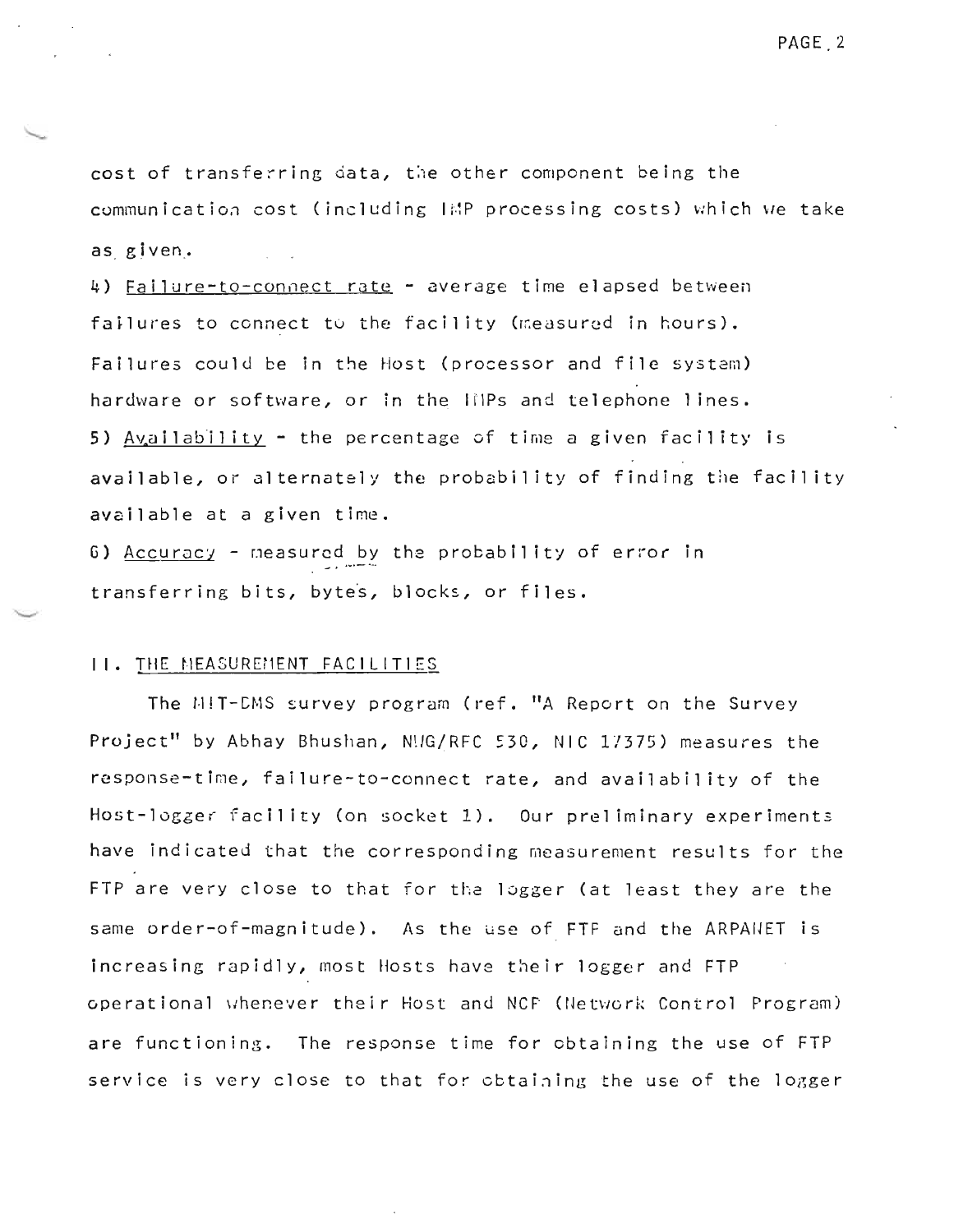cost of transferring data, the other component being the communication cost (including IMP processing costs) which we take as given.

4) Failure-to-connect rate - average time elapsed between failures to connect to the facility (measured in hours). Failures could be in the Host (processor and file system) hardware or software, or in the IMPs and telephone lines.

5) Availability - the percentage of time a given facility is available, or alternately the probability of finding the facility available at a given time.

6) Accuracy - measured by the probability of error in transferring bits, bytes, blocks, or files.

## II. THE MEASUREMENT FACILITIES

The MIT-DMS survey program (ref. "A Report on the Survey Project" by Abhay Bhushan, NWG/RFC 530, NIC 17375) measures the response-time, failure-to-connect rate, and availability of the Host-logger facility (on socket 1). Our preliminary experiments have indicated that the corresponding measurement results for the FTP are very close to that for the logger (at least they are the same order-of-magnitude). As the use of FTP and the ARPANET is increasing rapidly, most Hosts have their logger and FTP operational whenever their Host and NCP (Network Control Program) are functioning. The response time for obtaining the use of FTP service is very close to that for obtaining the use of the logger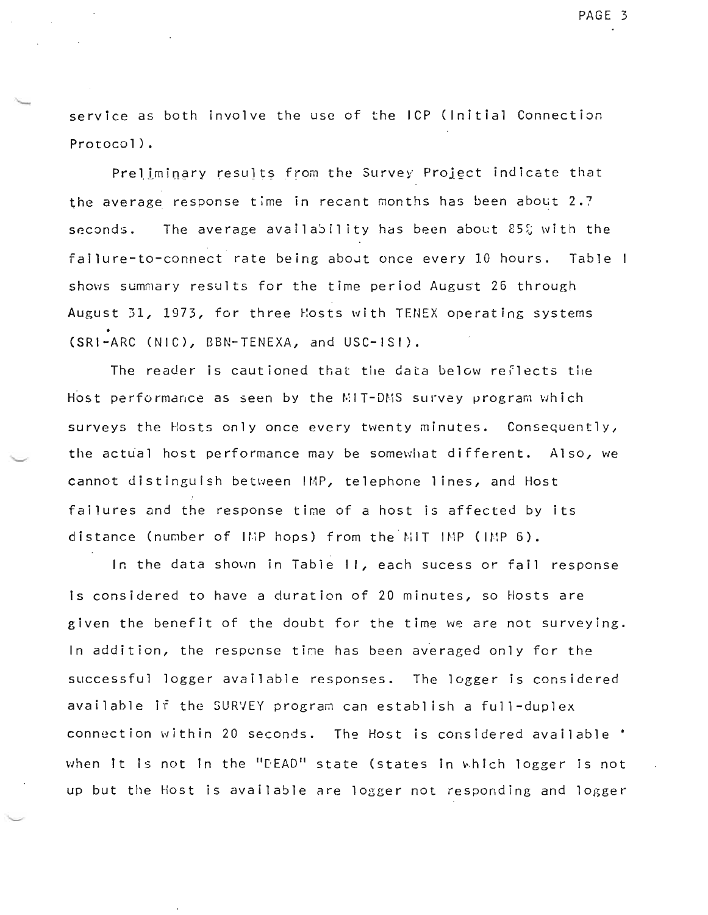service as both involve the use of the ICP (Initial Connection Protocol).

Preliminary results from the Survey Project indicate that the average response time in recent months has been about 2.7 seconds. The average availability has been about 85% with the failure-to-connect rate being about once every 10 hours. Table I shows summary results for the time period August 26 through August 31, 1973, for three Hosts with TENEX operating systems (SRI-ARC (NIC), BBN-TENEXA, and USC-ISI).

The reader is cautioned that the data below reflects the Host performance as seen by the MIT-DMS survey program which surveys the Hosts only once every twenty minutes. Consequently, the actual host performance may be somewhat different. Also, we cannot distinguish between IMP, telephone lines, and Host failures and the response time of a host is affected by its distance (number of IMP hops) from the MIT IMP (IMP 6).

In the data shown in Table II, each sucess or fail response is considered to have a duration of 20 minutes, so Hosts are given the benefit of the doubt for the time we are not surveying. In addition, the response time has been averaged only for the successful logger available responses. The logger is considered available if the SURVEY program can establish a full-duplex connection within 20 seconds. The Host is considered available when it is not in the "DEAD" state (states in which logger is not up but the Host is available are logger not responding and logger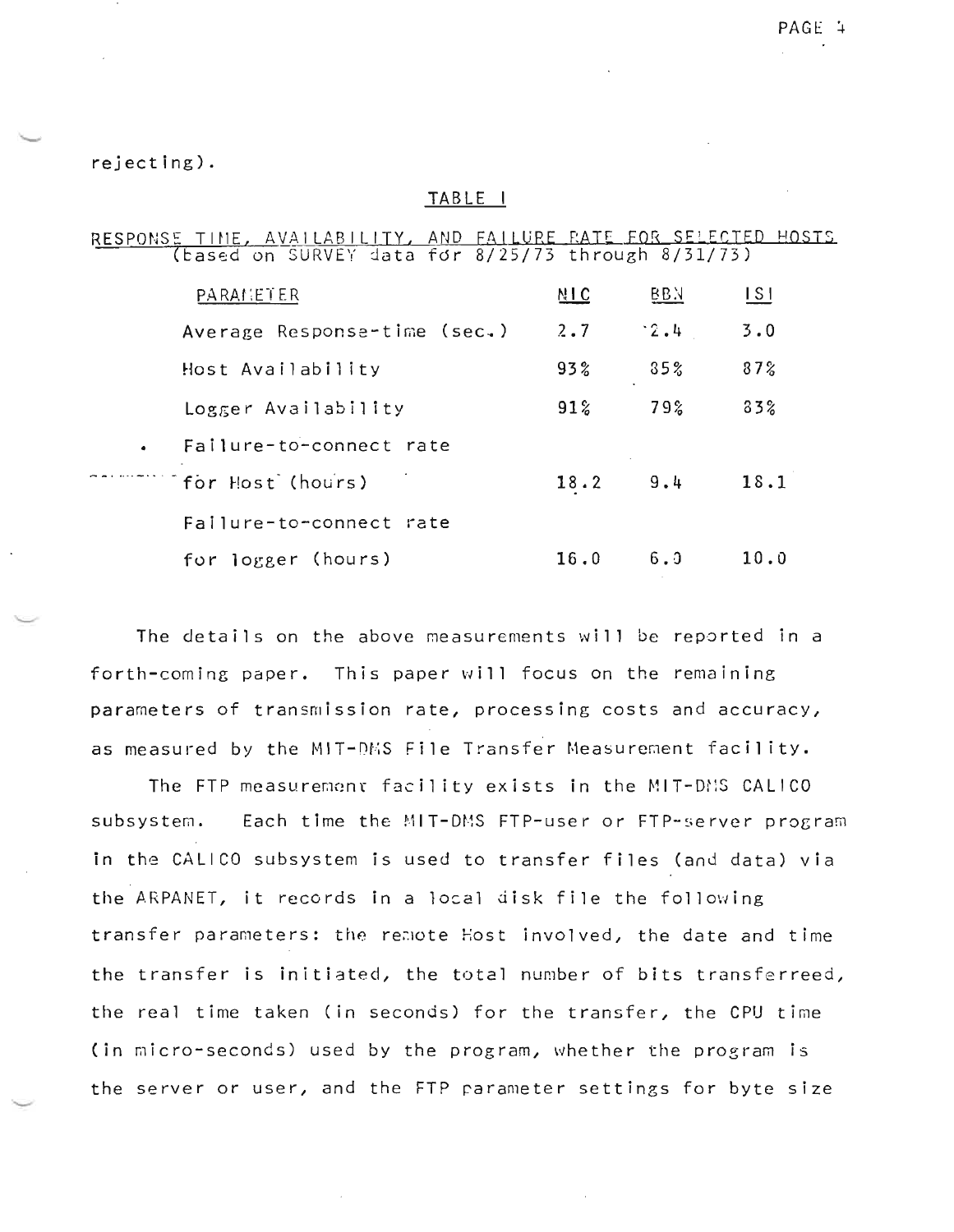rejecting).

TABLE I

RESPONSE TIME, AVAILABILITY, AND FAILURE RATE FOR SELECTED HOSTS
(based on SURVEY data for 8/25/73 through 8/31/73)

| PARAMETER | NIC | BBN | ISI |
|---|---|---|---|
| Average Response-time (sec.) | 2.7 | 2.4 | 3.0 |
| Host Availability | 93% | 85% | 87% |
| Logger Availability | 91% | 79% | 83% |
| Failure-to-connect rate for Host (hours) | 18.2 | 9.4 | 18.1 |
| Failure-to-connect rate for logger (hours) | 16.0 | 6.0 | 10.0 |

The details on the above measurements will be reported in a forth-coming paper. This paper will focus on the remaining parameters of transmission rate, processing costs and accuracy, as measured by the MIT-DMS File Transfer Measurement facility.

The FTP measurement facility exists in the MIT-DMS CALICO subsystem. Each time the MIT-DMS FTP-user or FTP-server program in the CALICO subsystem is used to transfer files (and data) via the ARPANET, it records in a local disk file the following transfer parameters: the remote Host involved, the date and time the transfer is initiated, the total number of bits transferreed, the real time taken (in seconds) for the transfer, the CPU time (in micro-seconds) used by the program, whether the program is the server or user, and the FTP parameter settings for byte size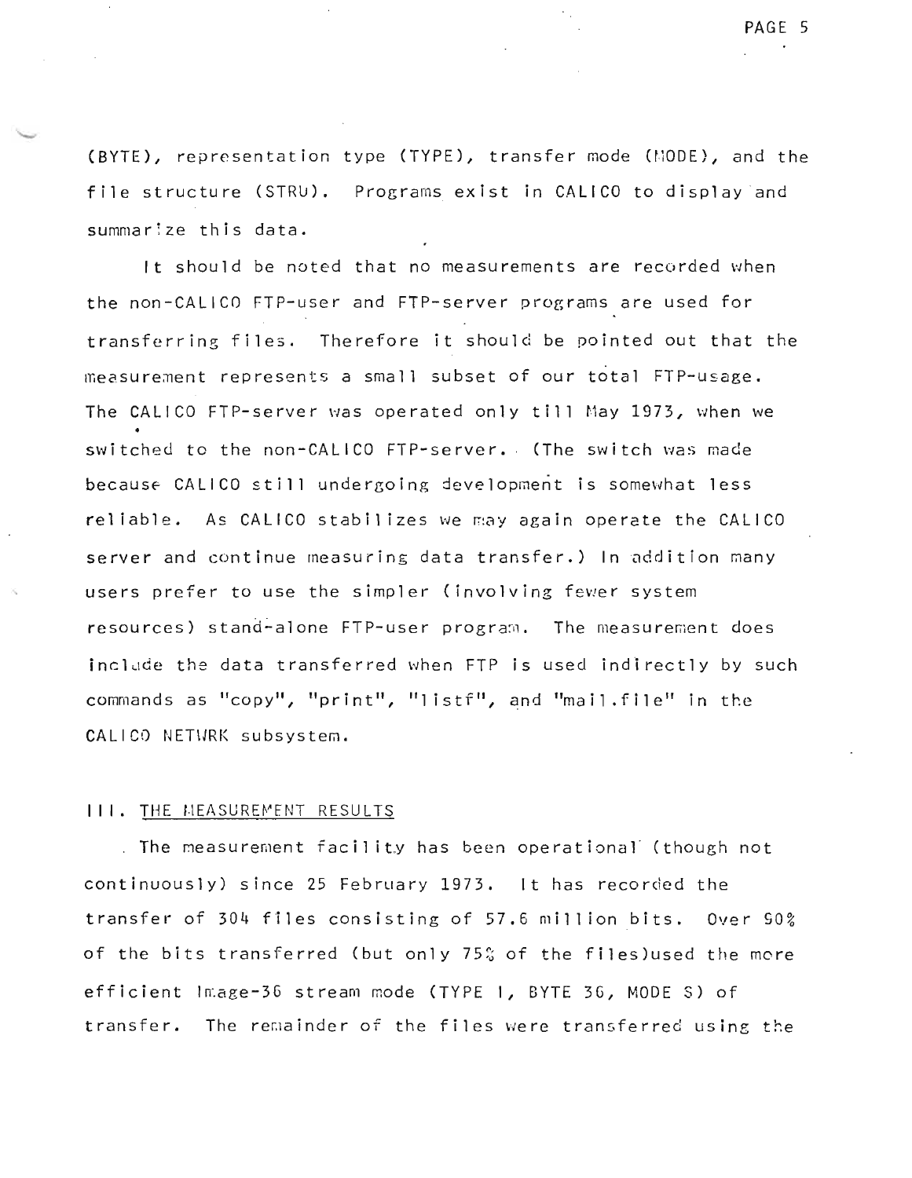(BYTE), representation type (TYPE), transfer mode (MODE), and the file structure (STRU). Programs exist in CALICO to display and summarize this data.

It should be noted that no measurements are recorded when the non-CALICO FTP-user and FTP-server programs are used for transferring files. Therefore it should be pointed out that the measurement represents a small subset of our total FTP-usage. The CALICO FTP-server was operated only till May 1973, when we switched to the non-CALICO FTP-server. (The switch was made because CALICO still undergoing development is somewhat less reliable. As CALICO stabilizes we may again operate the CALICO server and continue measuring data transfer.) In addition many users prefer to use the simpler (involving fewer system resources) stand-alone FTP-user program. The measurement does include the data transferred when FTP is used indirectly by such commands as "copy", "print", "listf", and "mail.file" in the CALICO NETWRK subsystem.

## III. THE MEASUREMENT RESULTS

The measurement facility has been operational (though not continuously) since 25 February 1973. It has recorded the transfer of 304 files consisting of 57.6 million bits. Over 90% of the bits transferred (but only 75% of the files)used the more efficient Image-36 stream mode (TYPE I, BYTE 36, MODE S) of transfer. The remainder of the files were transferred using the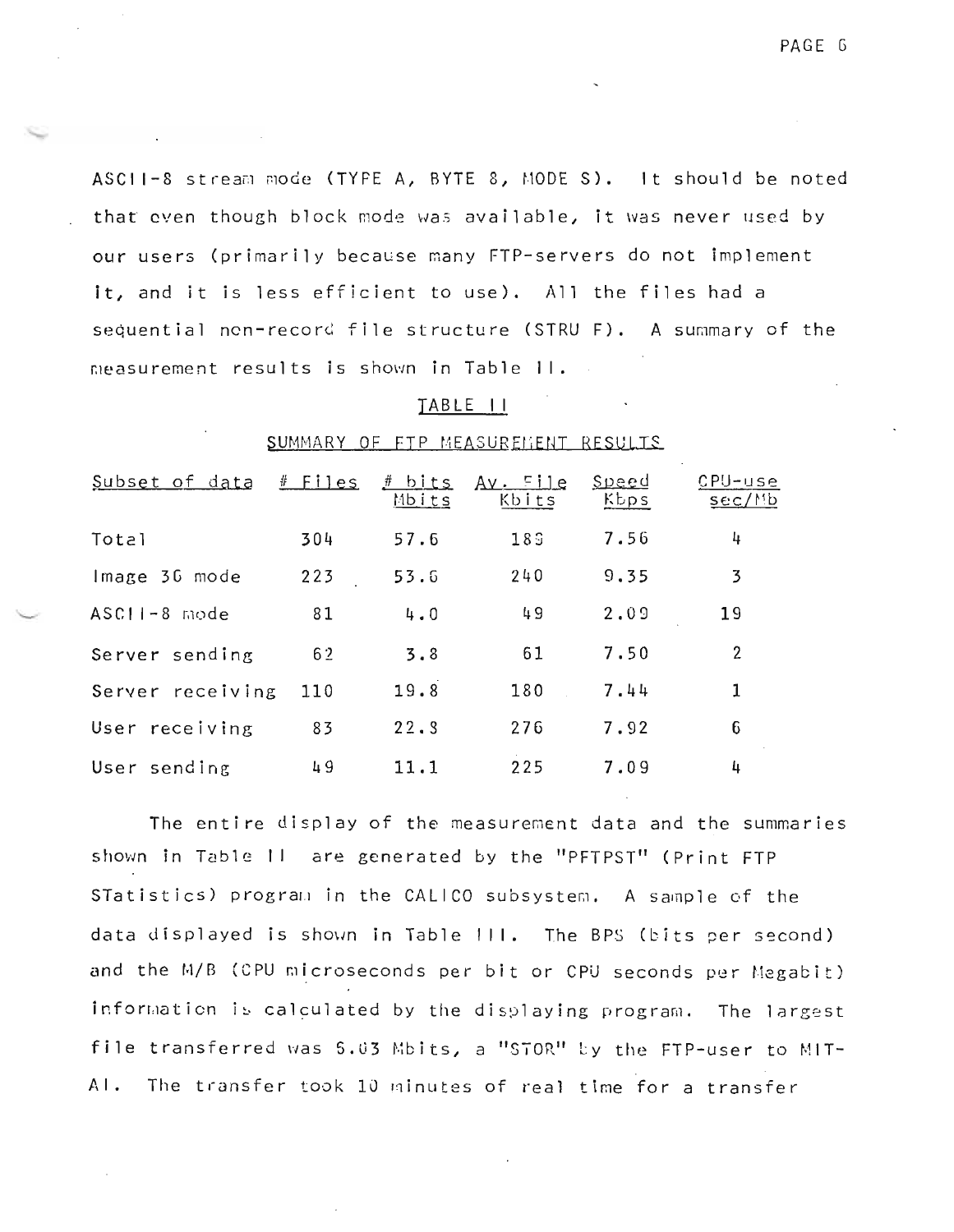ASCII-8 stream mode (TYPE A, BYTE 8, MODE S). It should be noted that even though block mode was available, it was never used by our users (primarily because many FTP-servers do not implement it, and it is less efficient to use). All the files had a sequential non-record file structure (STRU F). A summary of the measurement results is shown in Table II.

TABLE II

SUMMARY OF FTP MEASUREMENT RESULTS

| Subset of data | # Files | # bits Mbits | Av. File Kbits | Speed Kbps | CPU-use sec/Mb |
|---|---|---|---|---|---|
| Total | 304 | 57.6 | 189 | 7.56 | 4 |
| Image 36 mode | 223 | 53.6 | 240 | 9.35 | 3 |
| ASCII-8 mode | 81 | 4.0 | 49 | 2.09 | 19 |
| Server sending | 62 | 3.8 | 61 | 7.50 | 2 |
| Server receiving | 110 | 19.8 | 180 | 7.44 | 1 |
| User receiving | 83 | 22.9 | 276 | 7.92 | 6 |
| User sending | 49 | 11.1 | 225 | 7.09 | 4 |

The entire display of the measurement data and the summaries shown in Table II are generated by the "PFTPST" (Print FTP STatistics) program in the CALICO subsystem. A sample of the data displayed is shown in Table III. The BPS (bits per second) and the M/B (CPU microseconds per bit or CPU seconds per Megabit) information is calculated by the displaying program. The largest file transferred was 5.03 Mbits, a "STOR" by the FTP-user to MIT-AI. The transfer took 10 minutes of real time for a transfer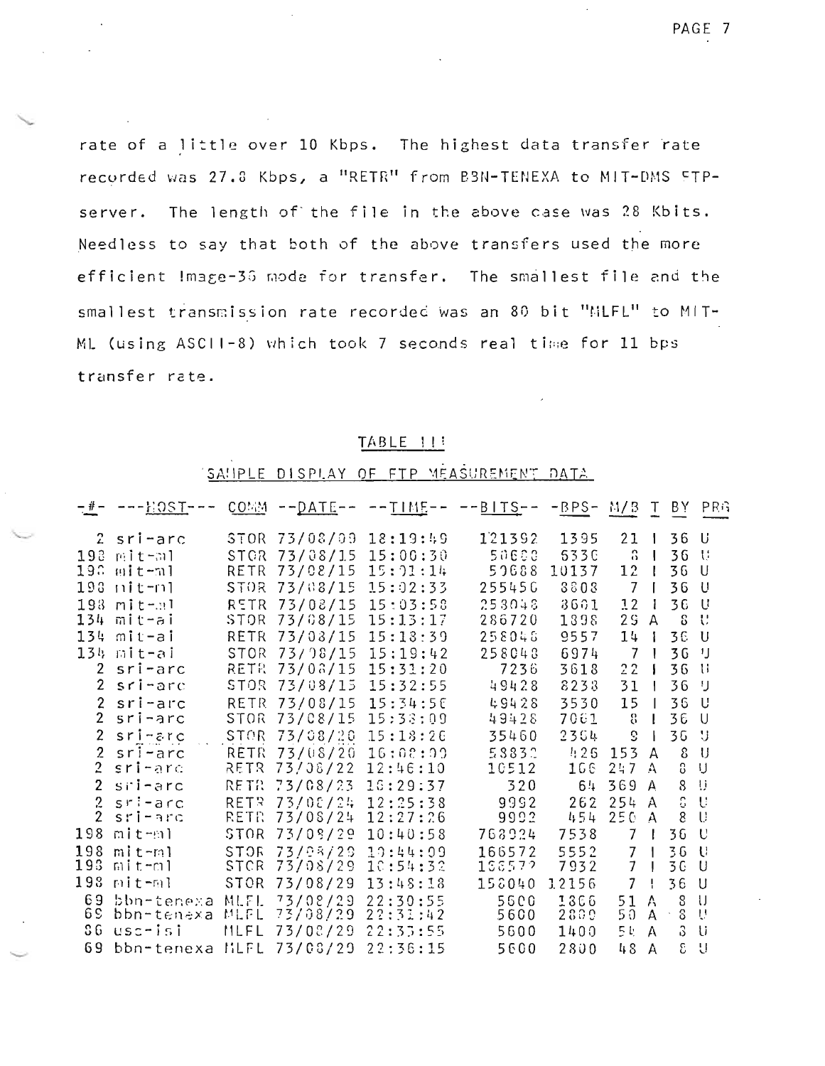rate of a little over 10 Kbps. The highest data transfer rate recorded was 27.8 Kbps, a "RETR" from BBN-TENEXA to MIT-DMS FTP-server. The length of the file in the above case was 28 Kbits. Needless to say that both of the above transfers used the more efficient Image-36 mode for transfer. The smallest file and the smallest transmission rate recorded was an 80 bit "MLFL" to MIT-ML (using ASCII-8) which took 7 seconds real time for 11 bps transfer rate.

## TABLE III

### SAMPLE DISPLAY OF FTP MEASUREMENT DATA

| -#- | ---HOST--- | COMM | --DATE-- | --TIME-- | --BITS-- | -BPS- | M/B | T | BY | PRG |
|---|---|---|---|---|---|---|---|---|---|---|
| 2 | sri-arc | STOR | 73/08/09 | 18:19:49 | 121392 | 1395 | 21 | I | 36 | U |
| 198 | mit-ml | STOR | 73/08/15 | 15:00:30 | 50688 | 6336 | 8 | I | 36 | U |
| 198 | mit-ml | RETR | 73/08/15 | 15:01:14 | 50688 | 10137 | 12 | I | 36 | U |
| 198 | mit-ml | STOR | 73/08/15 | 15:02:33 | 255456 | 8808 | 7 | I | 36 | U |
| 198 | mit-ml | RETR | 73/08/15 | 15:03:58 | 258048 | 8601 | 12 | I | 36 | U |
| 134 | mit-ai | STOR | 73/08/15 | 15:13:17 | 286720 | 1898 | 29 | A | 8 | U |
| 134 | mit-ai | RETR | 73/08/15 | 15:18:39 | 258048 | 9557 | 14 | I | 36 | U |
| 134 | mit-ai | STOR | 73/08/15 | 15:19:42 | 258048 | 6974 | 7 | I | 36 | U |
| 2 | sri-arc | RETR | 73/08/15 | 15:31:20 | 7236 | 3618 | 22 | I | 36 | U |
| 2 | sri-arc | STOR | 73/08/15 | 15:32:55 | 49428 | 8238 | 31 | I | 36 | U |
| 2 | sri-arc | RETR | 73/08/15 | 15:34:56 | 49428 | 3530 | 15 | I | 36 | U |
| 2 | sri-arc | STOR | 73/08/15 | 15:38:09 | 49428 | 7061 | 8 | I | 36 | U |
| 2 | sri-arc | STOR | 73/08/20 | 15:18:26 | 35460 | 2364 | 9 | I | 36 | U |
| 2 | sri-arc | RETR | 73/08/20 | 16:08:09 | 58832 | 426 | 153 | A | 8 | U |
| 2 | sri-arc | RETR | 73/08/22 | 12:46:10 | 10512 | 106 | 247 | A | 8 | U |
| 2 | sri-arc | RETR | 73/08/23 | 16:29:37 | 320 | 64 | 369 | A | 8 | U |
| 2 | sri-arc | RETR | 73/08/24 | 12:25:38 | 9992 | 262 | 254 | A | 8 | U |
| 2 | sri-arc | RETR | 73/08/24 | 12:27:26 | 9992 | 454 | 250 | A | 8 | U |
| 198 | mit-ml | STOR | 73/08/29 | 10:40:58 | 768924 | 7538 | 7 | I | 36 | U |
| 198 | mit-ml | STOR | 73/08/29 | 10:44:09 | 166572 | 5552 | 7 | I | 36 | U |
| 198 | mit-ml | STOR | 73/08/29 | 10:54:32 | 166572 | 7932 | 7 | I | 36 | U |
| 198 | mit-ml | STOR | 73/08/29 | 13:48:18 | 158040 | 12156 | 7 | I | 36 | U |
| 69 | bbn-tenexa | MLFL | 73/08/29 | 22:30:55 | 5600 | 1866 | 51 | A | 8 | U |
| 69 | bbn-tenexa | MLFL | 73/08/29 | 22:31:42 | 5600 | 2800 | 50 | A | 8 | U |
| 86 | usc-isi | MLFL | 73/08/29 | 22:33:55 | 5600 | 1400 | 54 | A | 8 | U |
| 69 | bbn-tenexa | MLFL | 73/08/29 | 22:36:15 | 5600 | 2800 | 48 | A | 8 | U |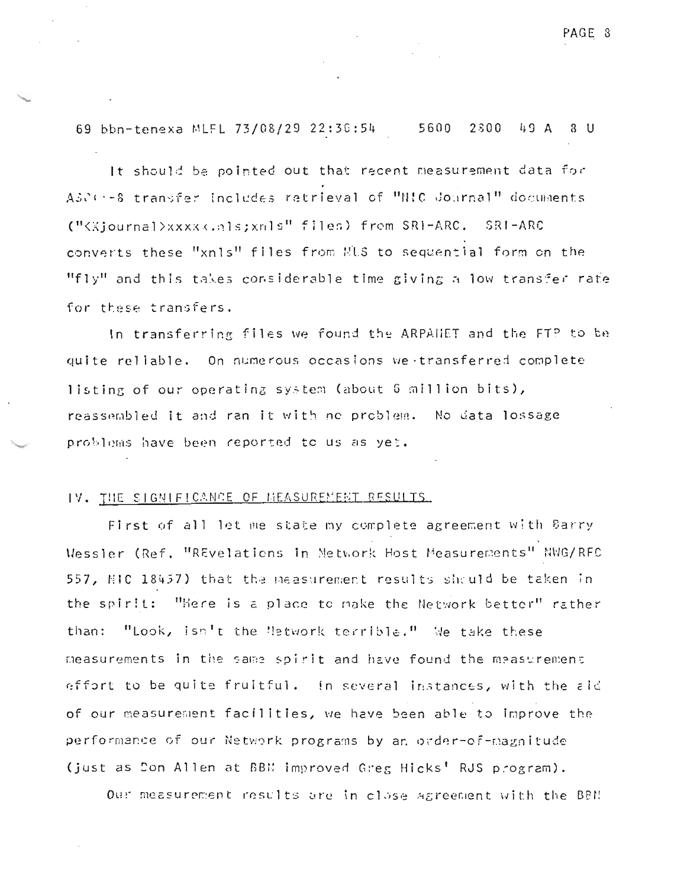69 bbn-tenexa MLFL 73/08/29 22:30:54 5600 2800 49 A 8 U

It should be pointed out that recent measurement data for ASCII-8 transfer includes retrieval of "NIC Journal" documents ("<Xjournal>xxxxx.nls;xnls" files) from SRI-ARC. SRI-ARC converts these "xnls" files from NLS to sequential form on the "fly" and this takes considerable time giving a low transfer rate for these transfers.

In transferring files we found the ARPANET and the FTP to be quite reliable. On numerous occasions we transferred complete listing of our operating system (about 6 million bits), reassembled it and ran it with no problem. No data lossage problems have been reported to us as yet.

## IV. THE SIGNIFICANCE OF MEASUREMENT RESULTS

First of all let me state my complete agreement with Barry Wessler (Ref. "REvelations in Network Host Measurements" NWG/RFC 557, NIC 18457) that the measurement results should be taken in the spirit: "Here is a place to make the Network better" rather than: "Look, isn't the Network terrible." We take these measurements in the same spirit and have found the measurement effort to be quite fruitful. In several instances, with the aid of our measurement facilities, we have been able to improve the performance of our Network programs by an order-of-magnitude (just as Don Allen at BBN improved Greg Hicks' RJS program).

Our measurement results are in close agreement with the BBN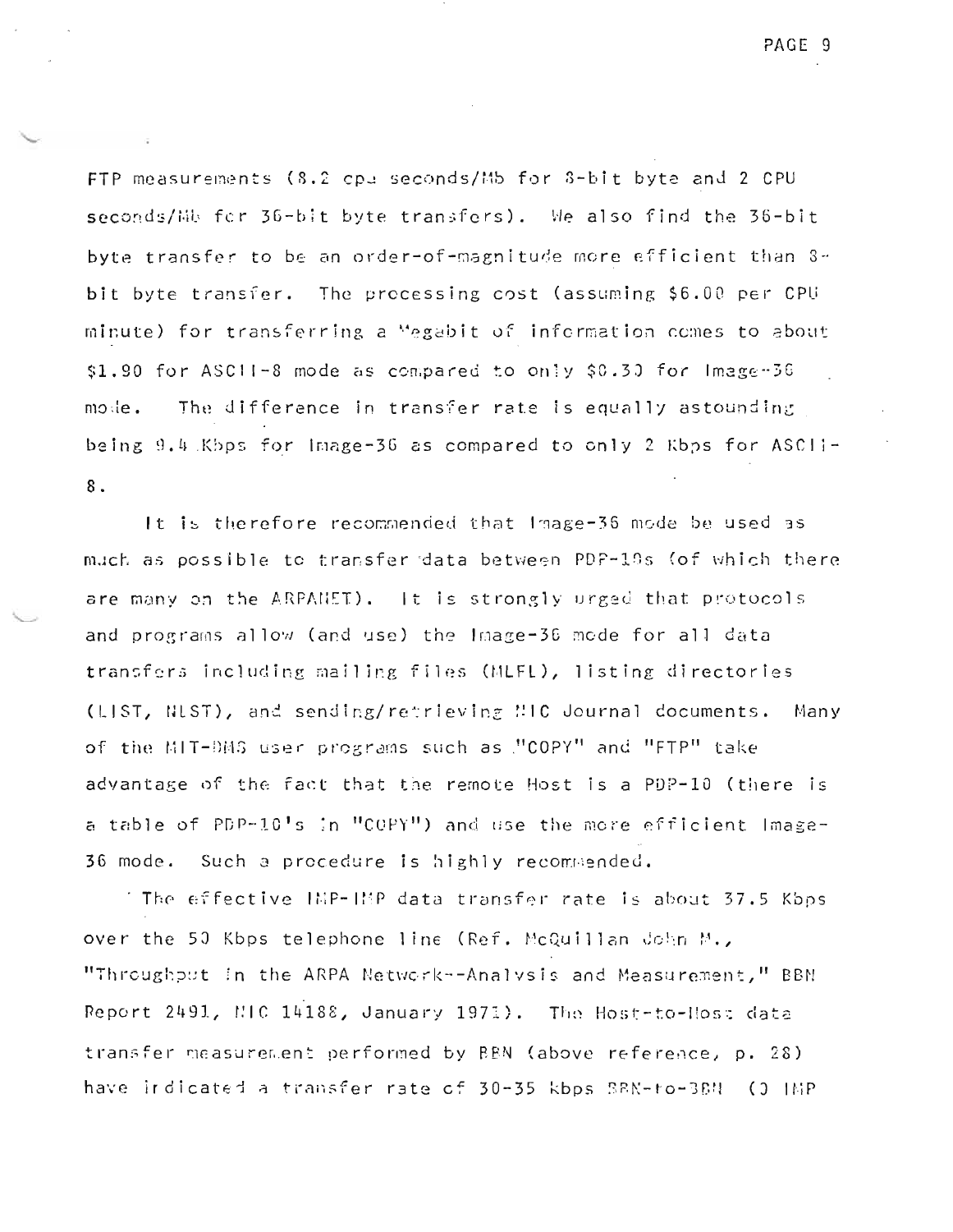FTP measurements (8.2 cpu seconds/Mb for 8-bit byte and 2 CPU seconds/Mb for 36-bit byte transfers). We also find the 36-bit byte transfer to be an order-of-magnitude more efficient than 8-bit byte transfer. The processing cost (assuming $6.00 per CPU minute) for transferring a Megabit of information comes to about $1.90 for ASCII-8 mode as compared to only $0.30 for Image-36 mode. The difference in transfer rate is equally astounding being 9.4 Kbps for Image-36 as compared to only 2 Kbps for ASCII-8.

It is therefore recommended that Image-36 mode be used as much as possible to transfer data between PDP-10s (of which there are many on the ARPANET). It is strongly urged that protocols and programs allow (and use) the Image-36 mode for all data transfers including mailing files (MLFL), listing directories (LIST, NLST), and sending/retrieving NIC Journal documents. Many of the MIT-DMS user programs such as "COPY" and "FTP" take advantage of the fact that the remote Host is a PDP-10 (there is a table of PDP-10's in "COPY") and use the more efficient Image-36 mode. Such a procedure is highly recommended.

The effective IMP-IMP data transfer rate is about 37.5 Kbps over the 50 Kbps telephone line (Ref. McQuillan John M., "Throughput in the ARPA Network--Analysis and Measurement," BBN Report 2491, NIC 14188, January 1973). The Host-to-Host data transfer measurement performed by BBN (above reference, p. 28) have indicated a transfer rate of 30-35 Kbps BBN-to-BBN (0 IMP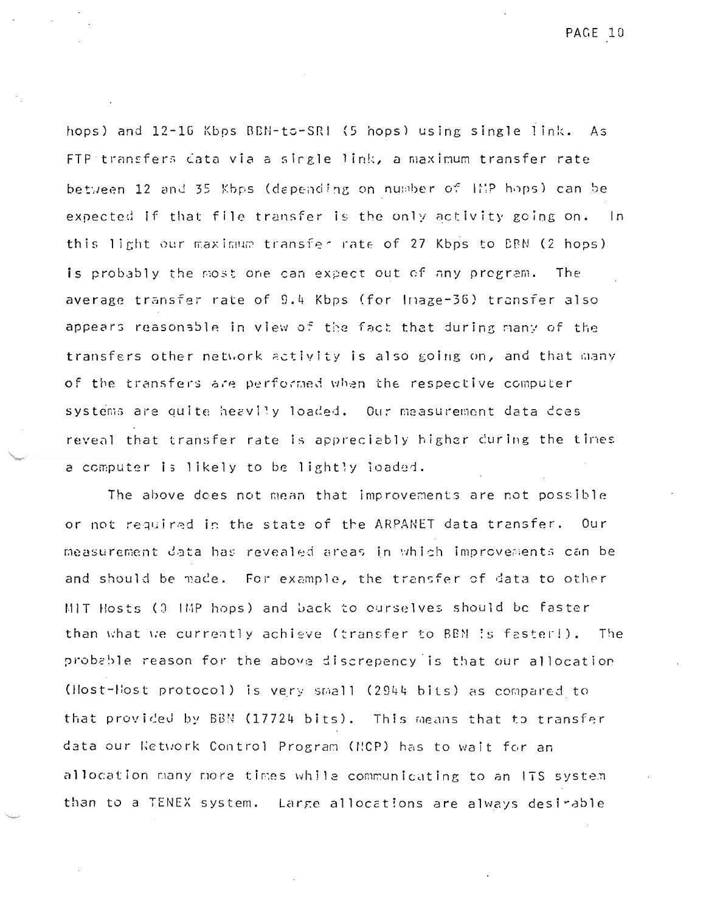hops) and 12-16 Kbps BBN-to-SRI (5 hops) using single link. As FTP transfers data via a single link, a maximum transfer rate between 12 and 35 Kbps (depending on number of IMP hops) can be expected if that file transfer is the only activity going on. In this light our maximum transfer rate of 27 Kbps to BBN (2 hops) is probably the most one can expect out of any program. The average transfer rate of 9.4 Kbps (for Image-36) transfer also appears reasonable in view of the fact that during many of the transfers other network activity is also going on, and that many of the transfers are performed when the respective computer systems are quite heavily loaded. Our measurement data does reveal that transfer rate is appreciably higher during the times a computer is likely to be lightly loaded.

The above does not mean that improvements are not possible or not required in the state of the ARPANET data transfer. Our measurement data has revealed areas in which improvements can be and should be made. For example, the transfer of data to other MIT Hosts (0 IMP hops) and back to ourselves should be faster than what we currently achieve (transfer to BBN is faster!). The probable reason for the above discrepency is that our allocation (Host-Host protocol) is very small (2944 bits) as compared to that provided by BBN (17724 bits). This means that to transfer data our Network Control Program (NCP) has to wait for an allocation many more times while communicating to an ITS system than to a TENEX system. Large allocations are always desirable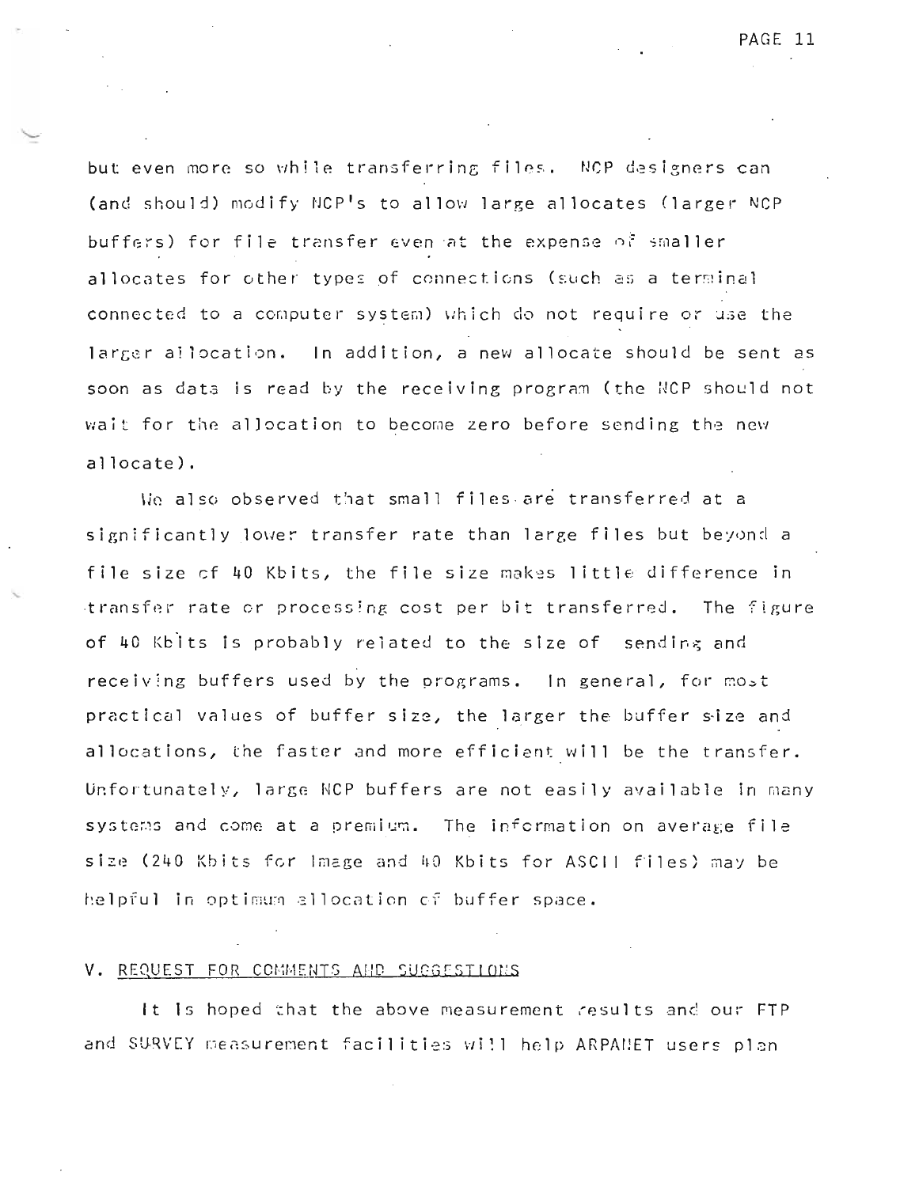but even more so while transferring files. NCP designers can (and should) modify NCP's to allow large allocates (larger NCP buffers) for file transfer even at the expense of smaller allocates for other types of connections (such as a terminal connected to a computer system) which do not require or use the larger allocation. In addition, a new allocate should be sent as soon as data is read by the receiving program (the NCP should not wait for the allocation to become zero before sending the new allocate).

We also observed that small files are transferred at a significantly lower transfer rate than large files but beyond a file size of 40 Kbits, the file size makes little difference in transfer rate or processing cost per bit transferred. The figure of 40 Kbits is probably related to the size of sending and receiving buffers used by the programs. In general, for most practical values of buffer size, the larger the buffer size and allocations, the faster and more efficient will be the transfer. Unfortunately, large NCP buffers are not easily available in many systems and come at a premium. The information on average file size (240 Kbits for Image and 40 Kbits for ASCII files) may be helpful in optimum allocation of buffer space.

## V. REQUEST FOR COMMENTS AND SUGGESTIONS

It is hoped that the above measurement results and our FTP and SURVEY measurement facilities will help ARPANET users plan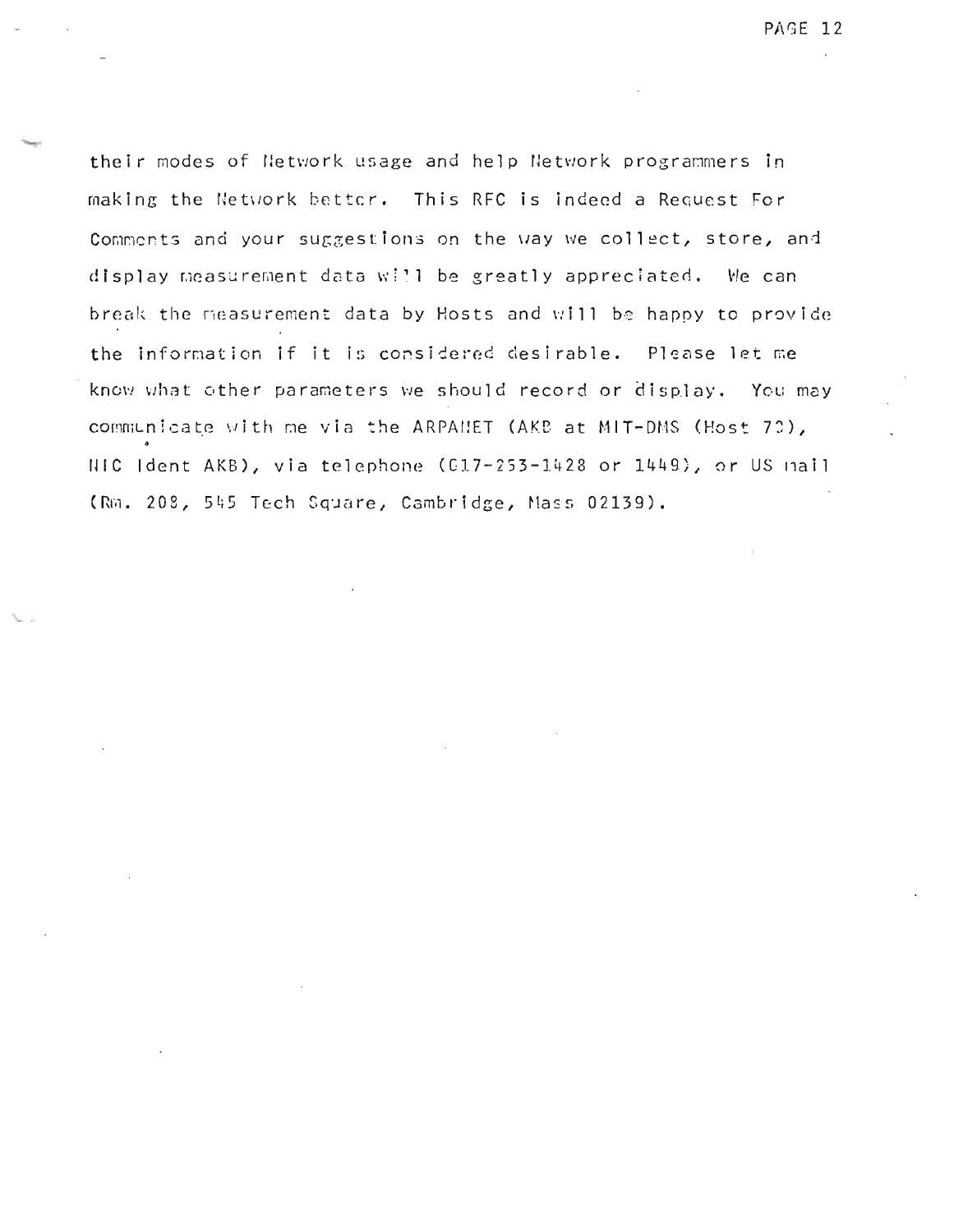their modes of Network usage and help Network programmers in making the Network better. This RFC is indeed a Request For Comments and your suggestions on the way we collect, store, and display measurement data will be greatly appreciated. We can break the measurement data by Hosts and will be happy to provide the information if it is considered desirable. Please let me know what other parameters we should record or display. You may communicate with me via the ARPANET (AKB at MIT-DMS (Host 70), NIC Ident AKB), via telephone (617-253-1428 or 1449), or US mail (Rm. 208, 545 Tech Square, Cambridge, Mass 02139).